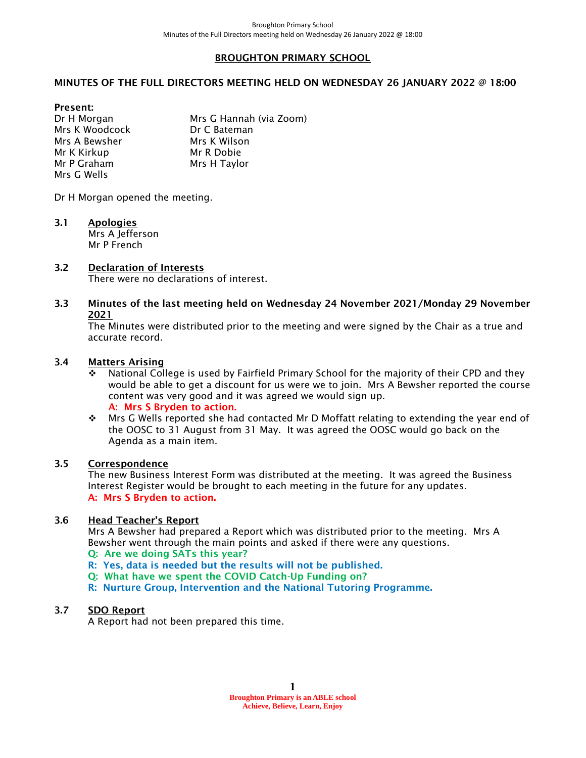# BROUGHTON PRIMARY SCHOOL

## MINUTES OF THE FULL DIRECTORS MEETING HELD ON WEDNESDAY 26 JANUARY 2022 @ 18:00

**Present:**

Dr H Morgan
Mrs K Woodcock
Mrs A Bewsher
Mr K Kirkup
Mr P Graham
Mrs G Wells
Mrs G Hannah (via Zoom)
Dr C Bateman
Mrs K Wilson
Mr R Dobie
Mrs H Taylor

Dr H Morgan opened the meeting.

### 3.1 Apologies

Mrs A Jefferson
Mr P French

### 3.2 Declaration of Interests

There were no declarations of interest.

### 3.3 Minutes of the last meeting held on Wednesday 24 November 2021/Monday 29 November 2021

The Minutes were distributed prior to the meeting and were signed by the Chair as a true and accurate record.

### 3.4 Matters Arising

- National College is used by Fairfield Primary School for the majority of their CPD and they would be able to get a discount for us were we to join. Mrs A Bewsher reported the course content was very good and it was agreed we would sign up.
  **A: Mrs S Bryden to action.**
- Mrs G Wells reported she had contacted Mr D Moffatt relating to extending the year end of the OOSC to 31 August from 31 May. It was agreed the OOSC would go back on the Agenda as a main item.

### 3.5 Correspondence

The new Business Interest Form was distributed at the meeting. It was agreed the Business Interest Register would be brought to each meeting in the future for any updates.
**A: Mrs S Bryden to action.**

### 3.6 Head Teacher's Report

Mrs A Bewsher had prepared a Report which was distributed prior to the meeting. Mrs A Bewsher went through the main points and asked if there were any questions.

**Q: Are we doing SATs this year?**
**R: Yes, data is needed but the results will not be published.**
**Q: What have we spent the COVID Catch-Up Funding on?**
**R: Nurture Group, Intervention and the National Tutoring Programme.**

### 3.7 SDO Report

A Report had not been prepared this time.

Broughton Primary is an ABLE school
Achieve, Believe, Learn, Enjoy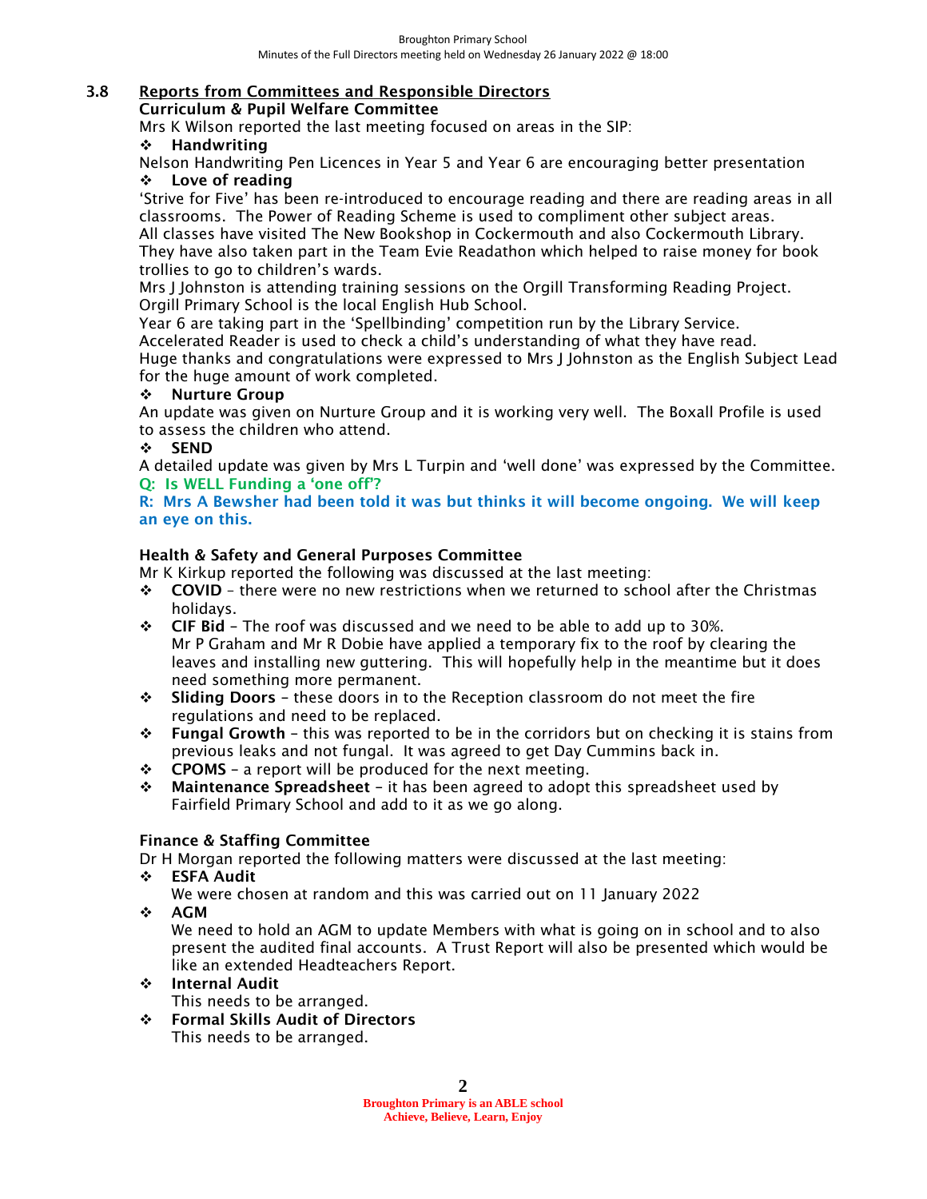## 3.8 Reports from Committees and Responsible Directors

**Curriculum & Pupil Welfare Committee**

Mrs K Wilson reported the last meeting focused on areas in the SIP:

- **Handwriting**

Nelson Handwriting Pen Licences in Year 5 and Year 6 are encouraging better presentation

- **Love of reading**

'Strive for Five' has been re-introduced to encourage reading and there are reading areas in all classrooms. The Power of Reading Scheme is used to compliment other subject areas.
All classes have visited The New Bookshop in Cockermouth and also Cockermouth Library.
They have also taken part in the Team Evie Readathon which helped to raise money for book trollies to go to children's wards.
Mrs J Johnston is attending training sessions on the Orgill Transforming Reading Project.
Orgill Primary School is the local English Hub School.
Year 6 are taking part in the 'Spellbinding' competition run by the Library Service.
Accelerated Reader is used to check a child's understanding of what they have read.
Huge thanks and congratulations were expressed to Mrs J Johnston as the English Subject Lead for the huge amount of work completed.

- **Nurture Group**

An update was given on Nurture Group and it is working very well. The Boxall Profile is used to assess the children who attend.

- **SEND**

A detailed update was given by Mrs L Turpin and 'well done' was expressed by the Committee.

**Q: Is WELL Funding a 'one off'?**

**R: Mrs A Bewsher had been told it was but thinks it will become ongoing. We will keep an eye on this.**

**Health & Safety and General Purposes Committee**

Mr K Kirkup reported the following was discussed at the last meeting:

- **COVID** – there were no new restrictions when we returned to school after the Christmas holidays.
- **CIF Bid** – The roof was discussed and we need to be able to add up to 30%.
  Mr P Graham and Mr R Dobie have applied a temporary fix to the roof by clearing the leaves and installing new guttering. This will hopefully help in the meantime but it does need something more permanent.
- **Sliding Doors** – these doors in to the Reception classroom do not meet the fire regulations and need to be replaced.
- **Fungal Growth** – this was reported to be in the corridors but on checking it is stains from previous leaks and not fungal. It was agreed to get Day Cummins back in.
- **CPOMS** – a report will be produced for the next meeting.
- **Maintenance Spreadsheet** – it has been agreed to adopt this spreadsheet used by Fairfield Primary School and add to it as we go along.

**Finance & Staffing Committee**

Dr H Morgan reported the following matters were discussed at the last meeting:

- **ESFA Audit**
  We were chosen at random and this was carried out on 11 January 2022
- **AGM**
  We need to hold an AGM to update Members with what is going on in school and to also present the audited final accounts. A Trust Report will also be presented which would be like an extended Headteachers Report.
- **Internal Audit**
  This needs to be arranged.
- **Formal Skills Audit of Directors**
  This needs to be arranged.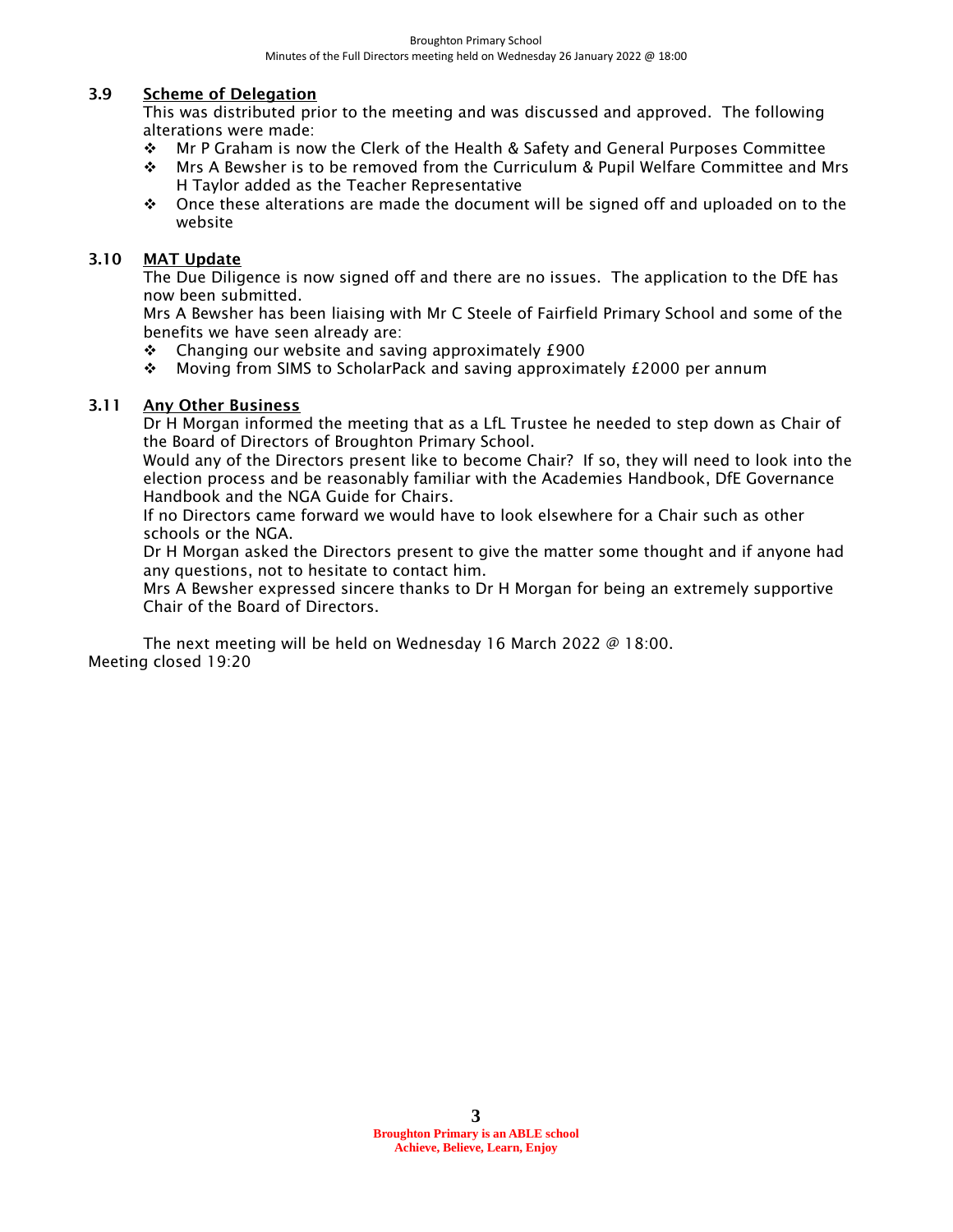### 3.9 Scheme of Delegation

This was distributed prior to the meeting and was discussed and approved. The following alterations were made:

- Mr P Graham is now the Clerk of the Health & Safety and General Purposes Committee
- Mrs A Bewsher is to be removed from the Curriculum & Pupil Welfare Committee and Mrs H Taylor added as the Teacher Representative
- Once these alterations are made the document will be signed off and uploaded on to the website

### 3.10 MAT Update

The Due Diligence is now signed off and there are no issues. The application to the DfE has now been submitted.

Mrs A Bewsher has been liaising with Mr C Steele of Fairfield Primary School and some of the benefits we have seen already are:

- Changing our website and saving approximately £900
- Moving from SIMS to ScholarPack and saving approximately £2000 per annum

### 3.11 Any Other Business

Dr H Morgan informed the meeting that as a LfL Trustee he needed to step down as Chair of the Board of Directors of Broughton Primary School.

Would any of the Directors present like to become Chair? If so, they will need to look into the election process and be reasonably familiar with the Academies Handbook, DfE Governance Handbook and the NGA Guide for Chairs.

If no Directors came forward we would have to look elsewhere for a Chair such as other schools or the NGA.

Dr H Morgan asked the Directors present to give the matter some thought and if anyone had any questions, not to hesitate to contact him.

Mrs A Bewsher expressed sincere thanks to Dr H Morgan for being an extremely supportive Chair of the Board of Directors.

The next meeting will be held on Wednesday 16 March 2022 @ 18:00.

Meeting closed 19:20